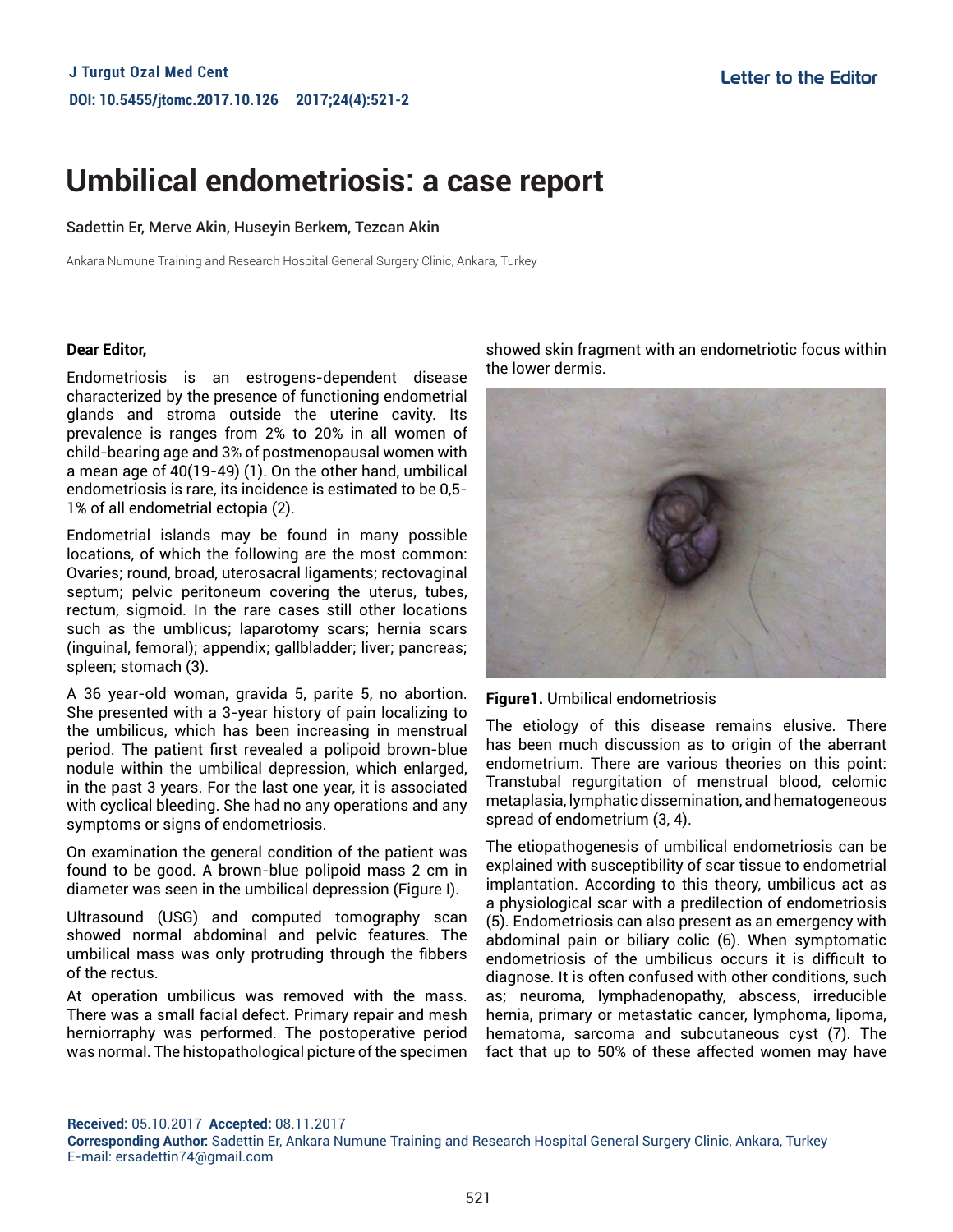# Umbilical endometriosis: a case report

Sadettin Er, Merve Akin, Huseyin Berkem, Tezcan Akin

Ankara Numune Training and Research Hospital General Surgery Clinic, Ankara, Turkey

**Dear Editor,**

Endometriosis is an estrogens-dependent disease characterized by the presence of functioning endometrial glands and stroma outside the uterine cavity. Its prevalence is ranges from 2% to 20% in all women of child-bearing age and 3% of postmenopausal women with a mean age of 40(19-49) (1). On the other hand, umbilical endometriosis is rare, its incidence is estimated to be 0,5-1% of all endometrial ectopia (2).

Endometrial islands may be found in many possible locations, of which the following are the most common: Ovaries; round, broad, uterosacral ligaments; rectovaginal septum; pelvic peritoneum covering the uterus, tubes, rectum, sigmoid. In the rare cases still other locations such as the umblicus; laparotomy scars; hernia scars (inguinal, femoral); appendix; gallbladder; liver; pancreas; spleen; stomach (3).

A 36 year-old woman, gravida 5, parite 5, no abortion. She presented with a 3-year history of pain localizing to the umbilicus, which has been increasing in menstrual period. The patient first revealed a polipoid brown-blue nodule within the umbilical depression, which enlarged, in the past 3 years. For the last one year, it is associated with cyclical bleeding. She had no any operations and any symptoms or signs of endometriosis.

On examination the general condition of the patient was found to be good. A brown-blue polipoid mass 2 cm in diameter was seen in the umbilical depression (Figure I).

Ultrasound (USG) and computed tomography scan showed normal abdominal and pelvic features. The umbilical mass was only protruding through the fibbers of the rectus.

At operation umbilicus was removed with the mass. There was a small facial defect. Primary repair and mesh herniorraphy was performed. The postoperative period was normal. The histopathological picture of the specimen showed skin fragment with an endometriotic focus within the lower dermis.

**Figure1.** Umbilical endometriosis

The etiology of this disease remains elusive. There has been much discussion as to origin of the aberrant endometrium. There are various theories on this point: Transtubal regurgitation of menstrual blood, celomic metaplasia, lymphatic dissemination, and hematogeneous spread of endometrium (3, 4).

The etiopathogenesis of umbilical endometriosis can be explained with susceptibility of scar tissue to endometrial implantation. According to this theory, umbilicus act as a physiological scar with a predilection of endometriosis (5). Endometriosis can also present as an emergency with abdominal pain or biliary colic (6). When symptomatic endometriosis of the umbilicus occurs it is difficult to diagnose. It is often confused with other conditions, such as; neuroma, lymphadenopathy, abscess, irreducible hernia, primary or metastatic cancer, lymphoma, lipoma, hematoma, sarcoma and subcutaneous cyst (7). The fact that up to 50% of these affected women may have

**Received:** 05.10.2017 **Accepted:** 08.11.2017

**Corresponding Author:** Sadettin Er, Ankara Numune Training and Research Hospital General Surgery Clinic, Ankara, Turkey
E-mail: ersadettin74@gmail.com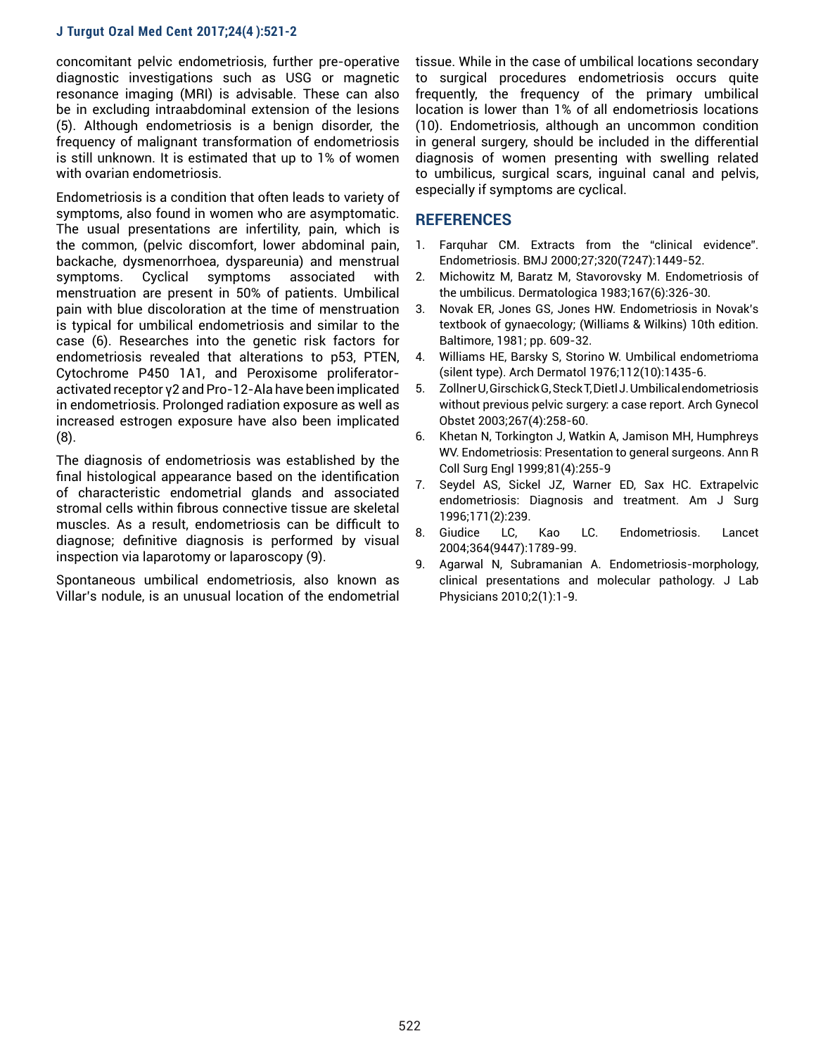concomitant pelvic endometriosis, further pre-operative diagnostic investigations such as USG or magnetic resonance imaging (MRI) is advisable. These can also be in excluding intraabdominal extension of the lesions (5). Although endometriosis is a benign disorder, the frequency of malignant transformation of endometriosis is still unknown. It is estimated that up to 1% of women with ovarian endometriosis.

Endometriosis is a condition that often leads to variety of symptoms, also found in women who are asymptomatic. The usual presentations are infertility, pain, which is the common, (pelvic discomfort, lower abdominal pain, backache, dysmenorrhoea, dyspareunia) and menstrual symptoms. Cyclical symptoms associated with menstruation are present in 50% of patients. Umbilical pain with blue discoloration at the time of menstruation is typical for umbilical endometriosis and similar to the case (6). Researches into the genetic risk factors for endometriosis revealed that alterations to p53, PTEN, Cytochrome P450 1A1, and Peroxisome proliferator-activated receptor γ2 and Pro-12-Ala have been implicated in endometriosis. Prolonged radiation exposure as well as increased estrogen exposure have also been implicated (8).

The diagnosis of endometriosis was established by the final histological appearance based on the identification of characteristic endometrial glands and associated stromal cells within fibrous connective tissue are skeletal muscles. As a result, endometriosis can be difficult to diagnose; definitive diagnosis is performed by visual inspection via laparotomy or laparoscopy (9).

Spontaneous umbilical endometriosis, also known as Villar's nodule, is an unusual location of the endometrial tissue. While in the case of umbilical locations secondary to surgical procedures endometriosis occurs quite frequently, the frequency of the primary umbilical location is lower than 1% of all endometriosis locations (10). Endometriosis, although an uncommon condition in general surgery, should be included in the differential diagnosis of women presenting with swelling related to umbilicus, surgical scars, inguinal canal and pelvis, especially if symptoms are cyclical.

## REFERENCES

1. Farquhar CM. Extracts from the "clinical evidence". Endometriosis. BMJ 2000;27;320(7247):1449-52.
2. Michowitz M, Baratz M, Stavorovsky M. Endometriosis of the umbilicus. Dermatologica 1983;167(6):326-30.
3. Novak ER, Jones GS, Jones HW. Endometriosis in Novak's textbook of gynaecology; (Williams & Wilkins) 10th edition. Baltimore, 1981; pp. 609-32.
4. Williams HE, Barsky S, Storino W. Umbilical endometrioma (silent type). Arch Dermatol 1976;112(10):1435-6.
5. Zollner U, Girschick G, Steck T, Dietl J. Umbilical endometriosis without previous pelvic surgery: a case report. Arch Gynecol Obstet 2003;267(4):258-60.
6. Khetan N, Torkington J, Watkin A, Jamison MH, Humphreys WV. Endometriosis: Presentation to general surgeons. Ann R Coll Surg Engl 1999;81(4):255-9
7. Seydel AS, Sickel JZ, Warner ED, Sax HC. Extrapelvic endometriosis: Diagnosis and treatment. Am J Surg 1996;171(2):239.
8. Giudice LC, Kao LC. Endometriosis. Lancet 2004;364(9447):1789-99.
9. Agarwal N, Subramanian A. Endometriosis-morphology, clinical presentations and molecular pathology. J Lab Physicians 2010;2(1):1-9.